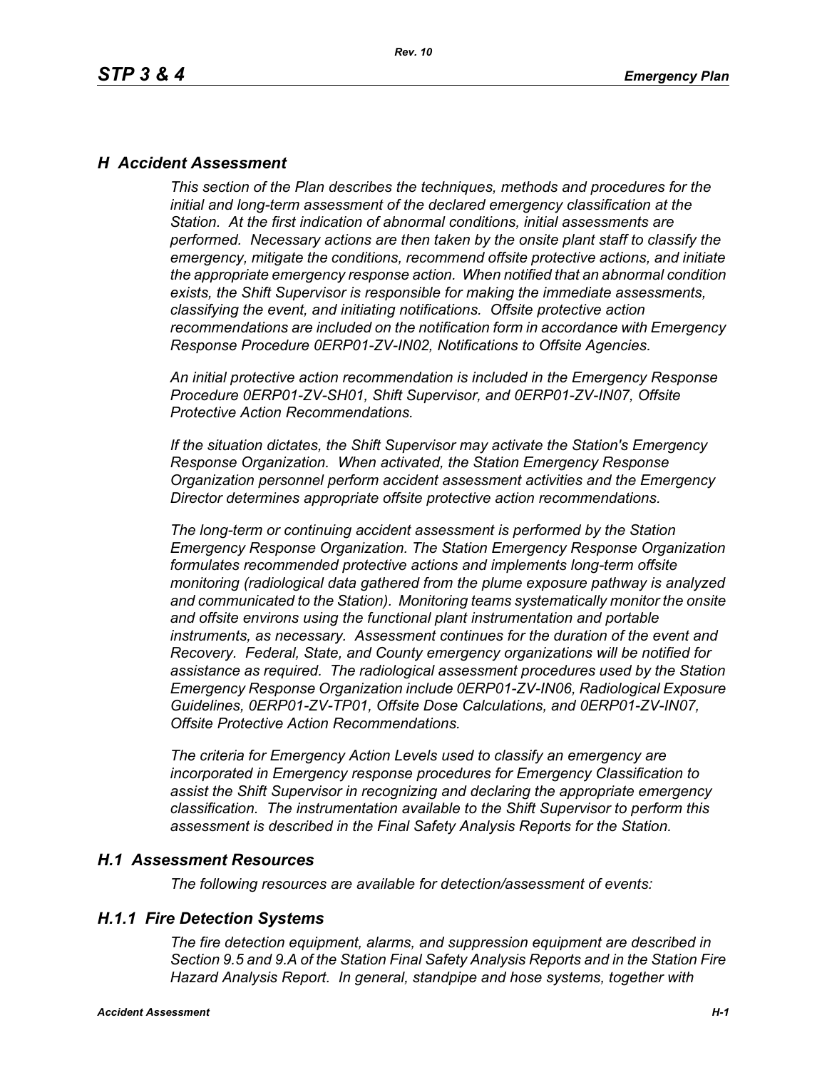# H Accident Assessment

*This section of the Plan describes the techniques, methods and procedures for the initial and long-term assessment of the declared emergency classification at the Station. At the first indication of abnormal conditions, initial assessments are performed. Necessary actions are then taken by the onsite plant staff to classify the emergency, mitigate the conditions, recommend offsite protective actions, and initiate the appropriate emergency response action. When notified that an abnormal condition exists, the Shift Supervisor is responsible for making the immediate assessments, classifying the event, and initiating notifications. Offsite protective action recommendations are included on the notification form in accordance with Emergency Response Procedure 0ERP01-ZV-IN02, Notifications to Offsite Agencies.*

*An initial protective action recommendation is included in the Emergency Response Procedure 0ERP01-ZV-SH01, Shift Supervisor, and 0ERP01-ZV-IN07, Offsite Protective Action Recommendations.*

*If the situation dictates, the Shift Supervisor may activate the Station's Emergency Response Organization. When activated, the Station Emergency Response Organization personnel perform accident assessment activities and the Emergency Director determines appropriate offsite protective action recommendations.*

*The long-term or continuing accident assessment is performed by the Station Emergency Response Organization. The Station Emergency Response Organization formulates recommended protective actions and implements long-term offsite monitoring (radiological data gathered from the plume exposure pathway is analyzed and communicated to the Station). Monitoring teams systematically monitor the onsite and offsite environs using the functional plant instrumentation and portable instruments, as necessary. Assessment continues for the duration of the event and Recovery. Federal, State, and County emergency organizations will be notified for assistance as required. The radiological assessment procedures used by the Station Emergency Response Organization include 0ERP01-ZV-IN06, Radiological Exposure Guidelines, 0ERP01-ZV-TP01, Offsite Dose Calculations, and 0ERP01-ZV-IN07, Offsite Protective Action Recommendations.*

*The criteria for Emergency Action Levels used to classify an emergency are incorporated in Emergency response procedures for Emergency Classification to assist the Shift Supervisor in recognizing and declaring the appropriate emergency classification. The instrumentation available to the Shift Supervisor to perform this assessment is described in the Final Safety Analysis Reports for the Station.*

## H.1 Assessment Resources

*The following resources are available for detection/assessment of events:*

### H.1.1 Fire Detection Systems

*The fire detection equipment, alarms, and suppression equipment are described in Section 9.5 and 9.A of the Station Final Safety Analysis Reports and in the Station Fire Hazard Analysis Report. In general, standpipe and hose systems, together with*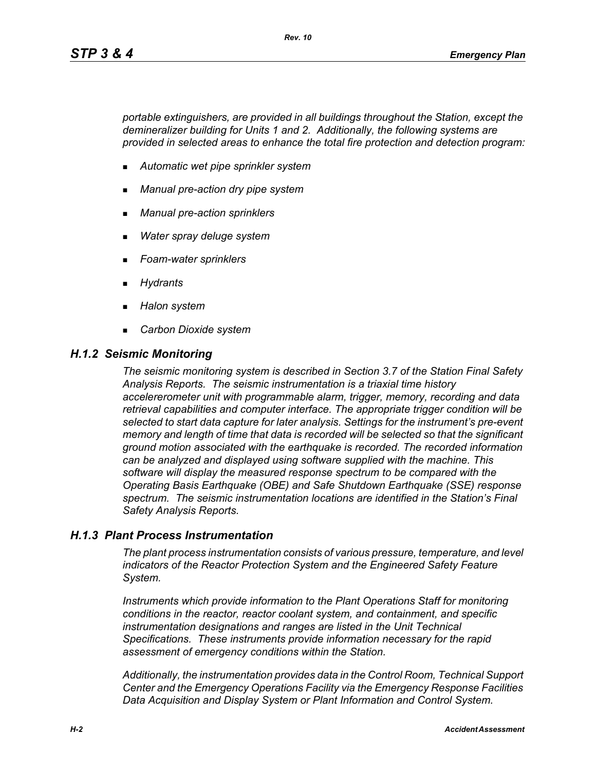*portable extinguishers, are provided in all buildings throughout the Station, except the demineralizer building for Units 1 and 2. Additionally, the following systems are provided in selected areas to enhance the total fire protection and detection program:*

- *Automatic wet pipe sprinkler system*
- *Manual pre-action dry pipe system*
- *Manual pre-action sprinklers*
- *Water spray deluge system*
- *Foam-water sprinklers*
- *Hydrants*
- *Halon system*
- *Carbon Dioxide system*

### *H.1.2 Seismic Monitoring*

*The seismic monitoring system is described in Section 3.7 of the Station Final Safety Analysis Reports. The seismic instrumentation is a triaxial time history acceleremeter unit with programmable alarm, trigger, memory, recording and data retrieval capabilities and computer interface. The appropriate trigger condition will be selected to start data capture for later analysis. Settings for the instrument's pre-event memory and length of time that data is recorded will be selected so that the significant ground motion associated with the earthquake is recorded. The recorded information can be analyzed and displayed using software supplied with the machine. This software will display the measured response spectrum to be compared with the Operating Basis Earthquake (OBE) and Safe Shutdown Earthquake (SSE) response spectrum. The seismic instrumentation locations are identified in the Station's Final Safety Analysis Reports.*

### *H.1.3 Plant Process Instrumentation*

*The plant process instrumentation consists of various pressure, temperature, and level indicators of the Reactor Protection System and the Engineered Safety Feature System.*

*Instruments which provide information to the Plant Operations Staff for monitoring conditions in the reactor, reactor coolant system, and containment, and specific instrumentation designations and ranges are listed in the Unit Technical Specifications. These instruments provide information necessary for the rapid assessment of emergency conditions within the Station.*

*Additionally, the instrumentation provides data in the Control Room, Technical Support Center and the Emergency Operations Facility via the Emergency Response Facilities Data Acquisition and Display System or Plant Information and Control System.*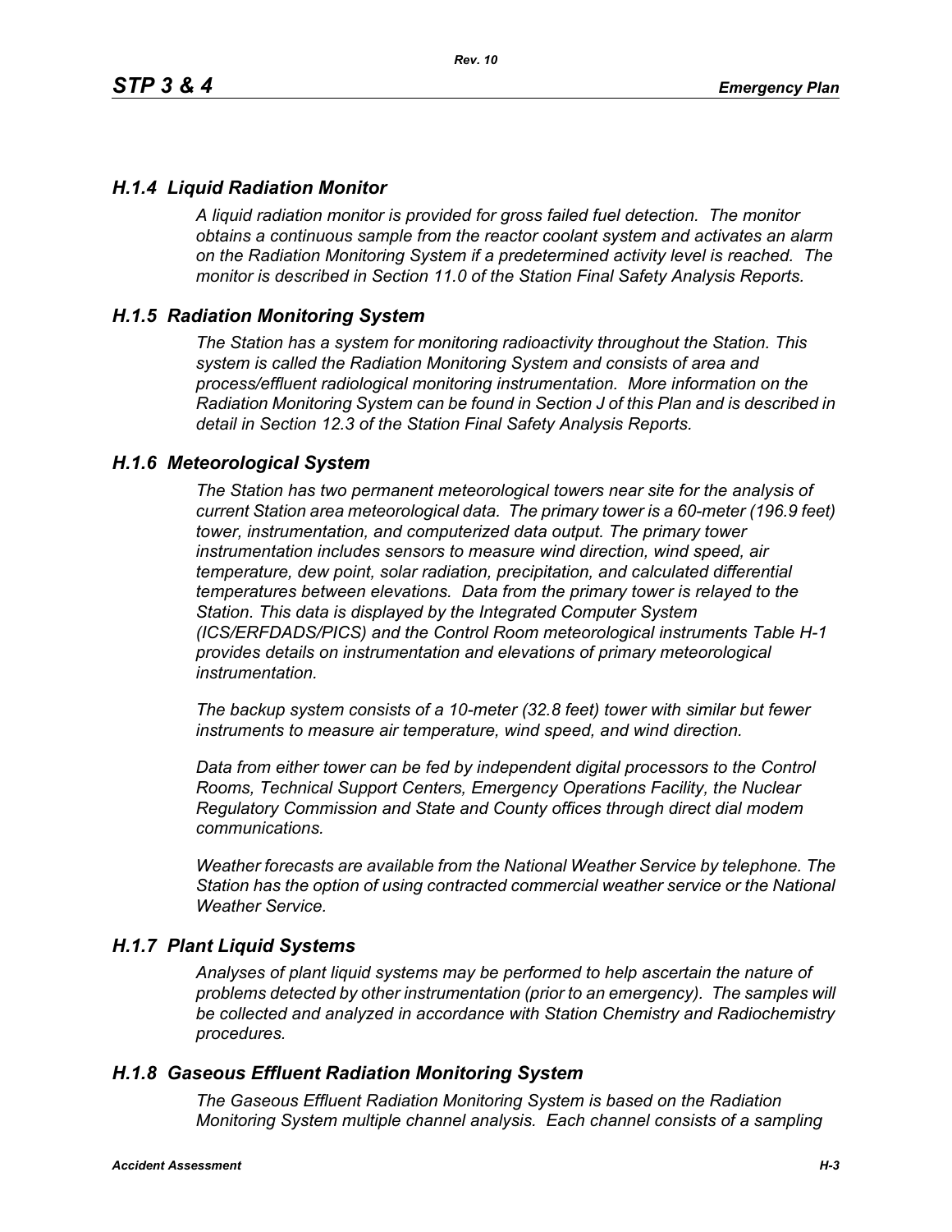## *H.1.4 Liquid Radiation Monitor*

*A liquid radiation monitor is provided for gross failed fuel detection. The monitor obtains a continuous sample from the reactor coolant system and activates an alarm on the Radiation Monitoring System if a predetermined activity level is reached. The monitor is described in Section 11.0 of the Station Final Safety Analysis Reports.*

## *H.1.5 Radiation Monitoring System*

*The Station has a system for monitoring radioactivity throughout the Station. This system is called the Radiation Monitoring System and consists of area and process/effluent radiological monitoring instrumentation. More information on the Radiation Monitoring System can be found in Section J of this Plan and is described in detail in Section 12.3 of the Station Final Safety Analysis Reports.*

## *H.1.6 Meteorological System*

*The Station has two permanent meteorological towers near site for the analysis of current Station area meteorological data. The primary tower is a 60-meter (196.9 feet) tower, instrumentation, and computerized data output. The primary tower instrumentation includes sensors to measure wind direction, wind speed, air temperature, dew point, solar radiation, precipitation, and calculated differential temperatures between elevations. Data from the primary tower is relayed to the Station. This data is displayed by the Integrated Computer System (ICS/ERFDADS/PICS) and the Control Room meteorological instruments Table H-1 provides details on instrumentation and elevations of primary meteorological instrumentation.*

*The backup system consists of a 10-meter (32.8 feet) tower with similar but fewer instruments to measure air temperature, wind speed, and wind direction.*

*Data from either tower can be fed by independent digital processors to the Control Rooms, Technical Support Centers, Emergency Operations Facility, the Nuclear Regulatory Commission and State and County offices through direct dial modem communications.*

*Weather forecasts are available from the National Weather Service by telephone. The Station has the option of using contracted commercial weather service or the National Weather Service.*

## *H.1.7 Plant Liquid Systems*

*Analyses of plant liquid systems may be performed to help ascertain the nature of problems detected by other instrumentation (prior to an emergency). The samples will be collected and analyzed in accordance with Station Chemistry and Radiochemistry procedures.*

## *H.1.8 Gaseous Effluent Radiation Monitoring System*

*The Gaseous Effluent Radiation Monitoring System is based on the Radiation Monitoring System multiple channel analysis. Each channel consists of a sampling*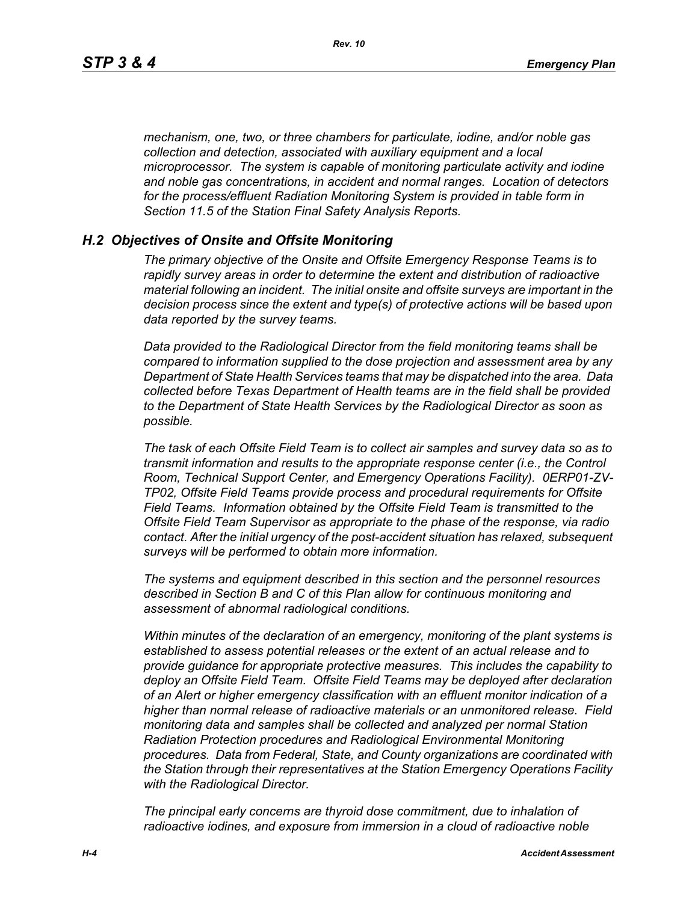*mechanism, one, two, or three chambers for particulate, iodine, and/or noble gas collection and detection, associated with auxiliary equipment and a local microprocessor. The system is capable of monitoring particulate activity and iodine and noble gas concentrations, in accident and normal ranges. Location of detectors for the process/effluent Radiation Monitoring System is provided in table form in Section 11.5 of the Station Final Safety Analysis Reports.*

## *H.2 Objectives of Onsite and Offsite Monitoring*

*The primary objective of the Onsite and Offsite Emergency Response Teams is to rapidly survey areas in order to determine the extent and distribution of radioactive material following an incident. The initial onsite and offsite surveys are important in the decision process since the extent and type(s) of protective actions will be based upon data reported by the survey teams.*

*Data provided to the Radiological Director from the field monitoring teams shall be compared to information supplied to the dose projection and assessment area by any Department of State Health Services teams that may be dispatched into the area. Data collected before Texas Department of Health teams are in the field shall be provided to the Department of State Health Services by the Radiological Director as soon as possible.*

*The task of each Offsite Field Team is to collect air samples and survey data so as to transmit information and results to the appropriate response center (i.e., the Control Room, Technical Support Center, and Emergency Operations Facility). 0ERP01-ZV-TP02, Offsite Field Teams provide process and procedural requirements for Offsite Field Teams. Information obtained by the Offsite Field Team is transmitted to the Offsite Field Team Supervisor as appropriate to the phase of the response, via radio contact. After the initial urgency of the post-accident situation has relaxed, subsequent surveys will be performed to obtain more information.*

*The systems and equipment described in this section and the personnel resources described in Section B and C of this Plan allow for continuous monitoring and assessment of abnormal radiological conditions.*

*Within minutes of the declaration of an emergency, monitoring of the plant systems is established to assess potential releases or the extent of an actual release and to provide guidance for appropriate protective measures. This includes the capability to deploy an Offsite Field Team. Offsite Field Teams may be deployed after declaration of an Alert or higher emergency classification with an effluent monitor indication of a higher than normal release of radioactive materials or an unmonitored release. Field monitoring data and samples shall be collected and analyzed per normal Station Radiation Protection procedures and Radiological Environmental Monitoring procedures. Data from Federal, State, and County organizations are coordinated with the Station through their representatives at the Station Emergency Operations Facility with the Radiological Director.*

*The principal early concerns are thyroid dose commitment, due to inhalation of radioactive iodines, and exposure from immersion in a cloud of radioactive noble*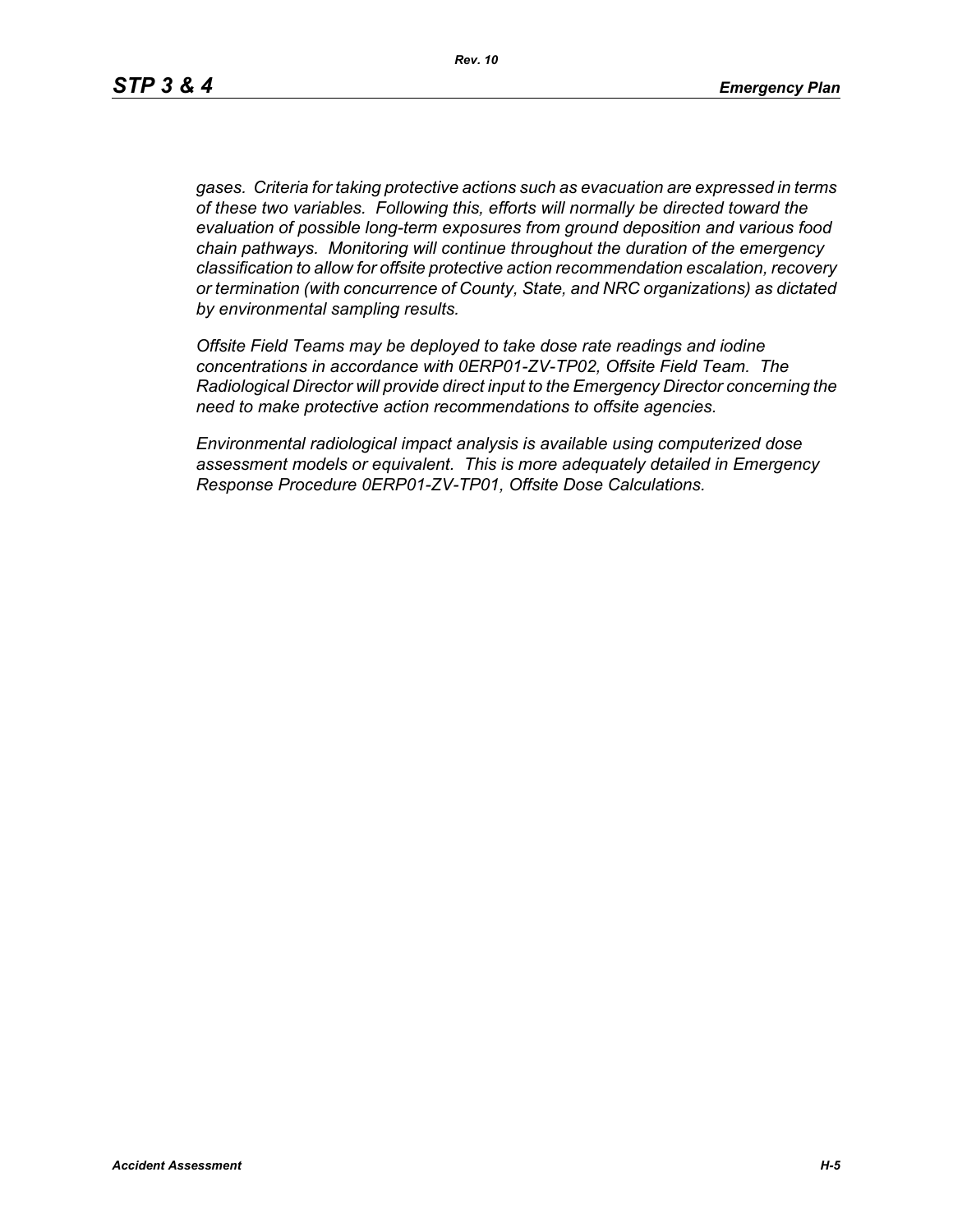*gases. Criteria for taking protective actions such as evacuation are expressed in terms of these two variables. Following this, efforts will normally be directed toward the evaluation of possible long-term exposures from ground deposition and various food chain pathways. Monitoring will continue throughout the duration of the emergency classification to allow for offsite protective action recommendation escalation, recovery or termination (with concurrence of County, State, and NRC organizations) as dictated by environmental sampling results.*

*Offsite Field Teams may be deployed to take dose rate readings and iodine concentrations in accordance with 0ERP01-ZV-TP02, Offsite Field Team. The Radiological Director will provide direct input to the Emergency Director concerning the need to make protective action recommendations to offsite agencies.*

*Environmental radiological impact analysis is available using computerized dose assessment models or equivalent. This is more adequately detailed in Emergency Response Procedure 0ERP01-ZV-TP01, Offsite Dose Calculations.*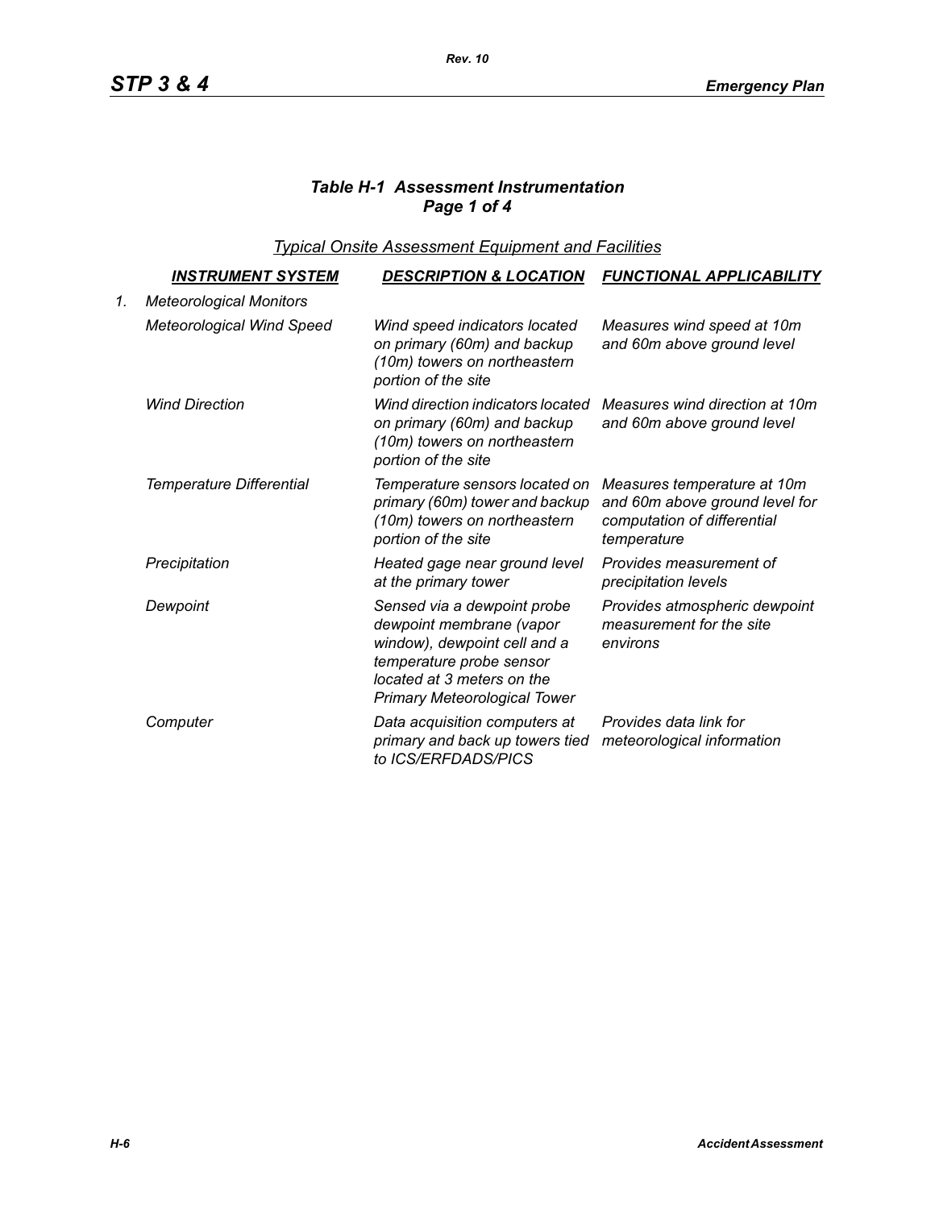### *Table H-1 Assessment Instrumentation*
### *Page 1 of 4*

*Typical Onsite Assessment Equipment and Facilities*

| | INSTRUMENT SYSTEM | DESCRIPTION & LOCATION | FUNCTIONAL APPLICABILITY |
|---|---|---|---|
| 1. | *Meteorological Monitors* | | |
| | *Meteorological Wind Speed* | *Wind speed indicators located on primary (60m) and backup (10m) towers on northeastern portion of the site* | *Measures wind speed at 10m and 60m above ground level* |
| | *Wind Direction* | *Wind direction indicators located on primary (60m) and backup (10m) towers on northeastern portion of the site* | *Measures wind direction at 10m and 60m above ground level* |
| | *Temperature Differential* | *Temperature sensors located on primary (60m) tower and backup (10m) towers on northeastern portion of the site* | *Measures temperature at 10m and 60m above ground level for computation of differential temperature* |
| | *Precipitation* | *Heated gage near ground level at the primary tower* | *Provides measurement of precipitation levels* |
| | *Dewpoint* | *Sensed via a dewpoint probe dewpoint membrane (vapor window), dewpoint cell and a temperature probe sensor located at 3 meters on the Primary Meteorological Tower* | *Provides atmospheric dewpoint measurement for the site environs* |
| | *Computer* | *Data acquisition computers at primary and back up towers tied to ICS/ERFDADS/PICS* | *Provides data link for meteorological information* |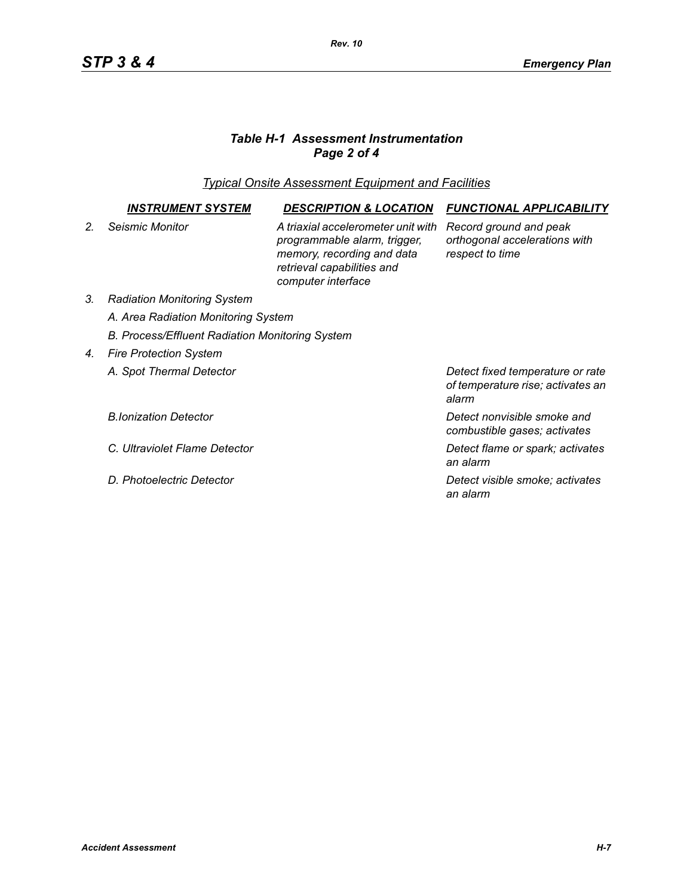### *Table H-1 Assessment Instrumentation*
### *Page 2 of 4*

*Typical Onsite Assessment Equipment and Facilities*

| | INSTRUMENT SYSTEM | DESCRIPTION & LOCATION | FUNCTIONAL APPLICABILITY |
|---|---|---|---|
| *2.* | *Seismic Monitor* | *A triaxial accelerometer unit with programmable alarm, trigger, memory, recording and data retrieval capabilities and computer interface* | *Record ground and peak orthogonal accelerations with respect to time* |
| *3.* | *Radiation Monitoring System* | | |
| | *A. Area Radiation Monitoring System* | | |
| | *B. Process/Effluent Radiation Monitoring System* | | |
| *4.* | *Fire Protection System* | | |
| | *A. Spot Thermal Detector* | | *Detect fixed temperature or rate of temperature rise; activates an alarm* |
| | *B.Ionization Detector* | | *Detect nonvisible smoke and combustible gases; activates* |
| | *C. Ultraviolet Flame Detector* | | *Detect flame or spark; activates an alarm* |
| | *D. Photoelectric Detector* | | *Detect visible smoke; activates an alarm* |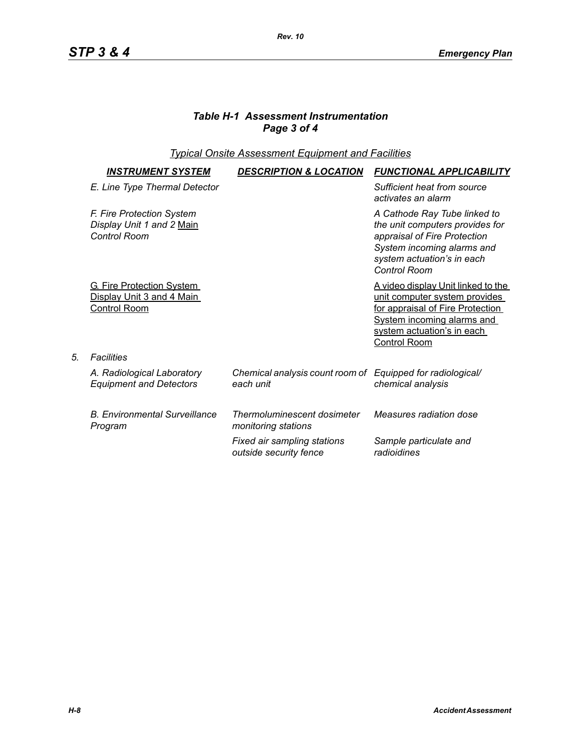### *Table H-1 Assessment Instrumentation*
### *Page 3 of 4*

*Typical Onsite Assessment Equipment and Facilities*

| | *INSTRUMENT SYSTEM* | *DESCRIPTION & LOCATION* | *FUNCTIONAL APPLICABILITY* |
|---|---|---|---|
| | *E. Line Type Thermal Detector* | | *Sufficient heat from source activates an alarm* |
| | *F. Fire Protection System Display Unit 1 and 2* Main *Control Room* | | *A Cathode Ray Tube linked to the unit computers provides for appraisal of Fire Protection System incoming alarms and system actuation's in each Control Room* |
| | G. Fire Protection System Display Unit 3 and 4 Main Control Room | | A video display Unit linked to the unit computer system provides for appraisal of Fire Protection System incoming alarms and system actuation's in each Control Room |
| *5.* | *Facilities* | | |
| | *A. Radiological Laboratory Equipment and Detectors* | *Chemical analysis count room of each unit* | *Equipped for radiological/ chemical analysis* |
| | *B. Environmental Surveillance Program* | *Thermoluminescent dosimeter monitoring stations* | *Measures radiation dose* |
| | | *Fixed air sampling stations outside security fence* | *Sample particulate and radioidines* |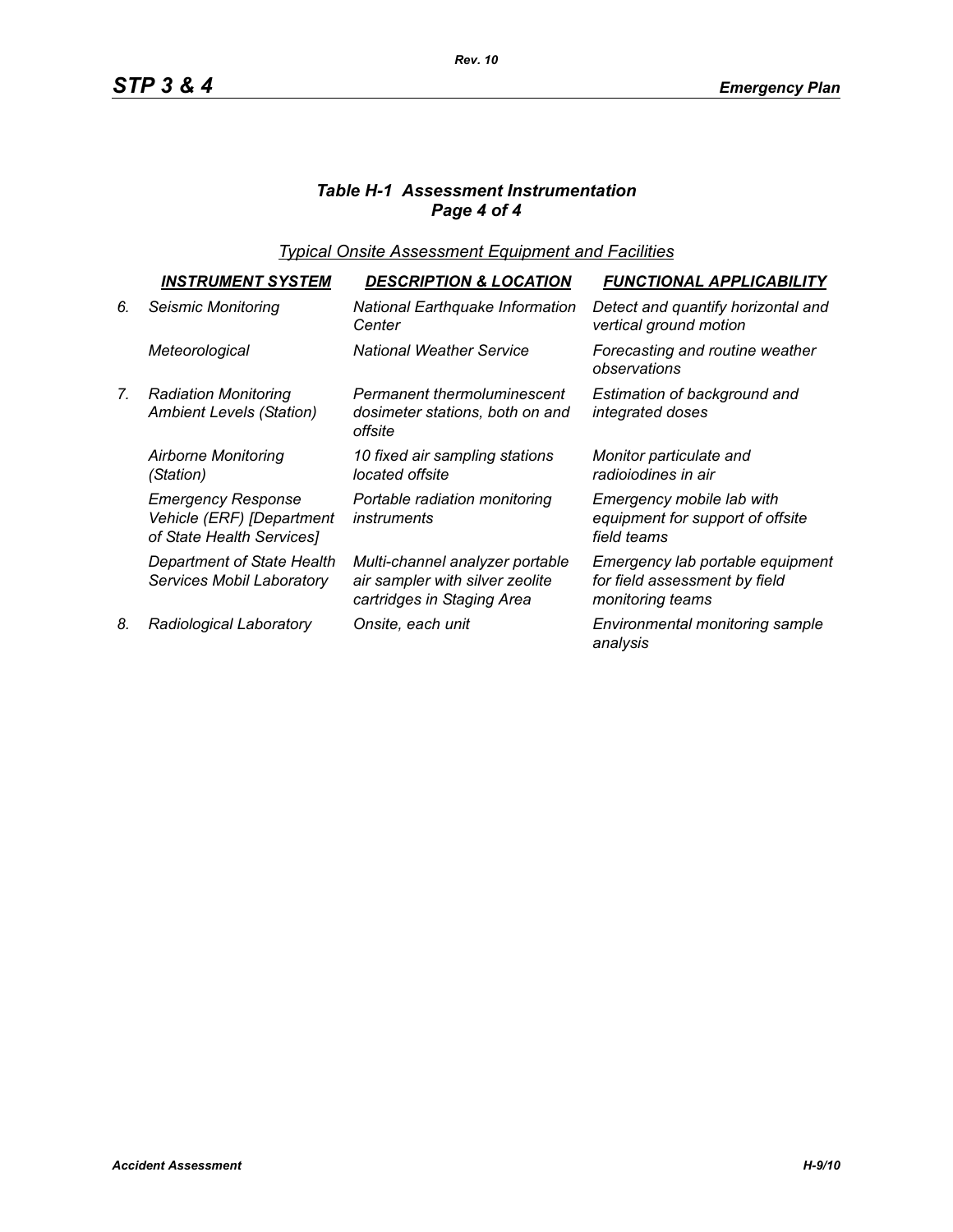### *Table H-1 Assessment Instrumentation*
### *Page 4 of 4*

*Typical Onsite Assessment Equipment and Facilities*

| | INSTRUMENT SYSTEM | DESCRIPTION & LOCATION | FUNCTIONAL APPLICABILITY |
|---|---|---|---|
| 6. | *Seismic Monitoring* | *National Earthquake Information Center* | *Detect and quantify horizontal and vertical ground motion* |
| | *Meteorological* | *National Weather Service* | *Forecasting and routine weather observations* |
| 7. | *Radiation Monitoring Ambient Levels (Station)* | *Permanent thermoluminescent dosimeter stations, both on and offsite* | *Estimation of background and integrated doses* |
| | *Airborne Monitoring (Station)* | *10 fixed air sampling stations located offsite* | *Monitor particulate and radioiodines in air* |
| | *Emergency Response Vehicle (ERF) [Department of State Health Services]* | *Portable radiation monitoring instruments* | *Emergency mobile lab with equipment for support of offsite field teams* |
| | *Department of State Health Services Mobil Laboratory* | *Multi-channel analyzer portable air sampler with silver zeolite cartridges in Staging Area* | *Emergency lab portable equipment for field assessment by field monitoring teams* |
| 8. | *Radiological Laboratory* | *Onsite, each unit* | *Environmental monitoring sample analysis* |